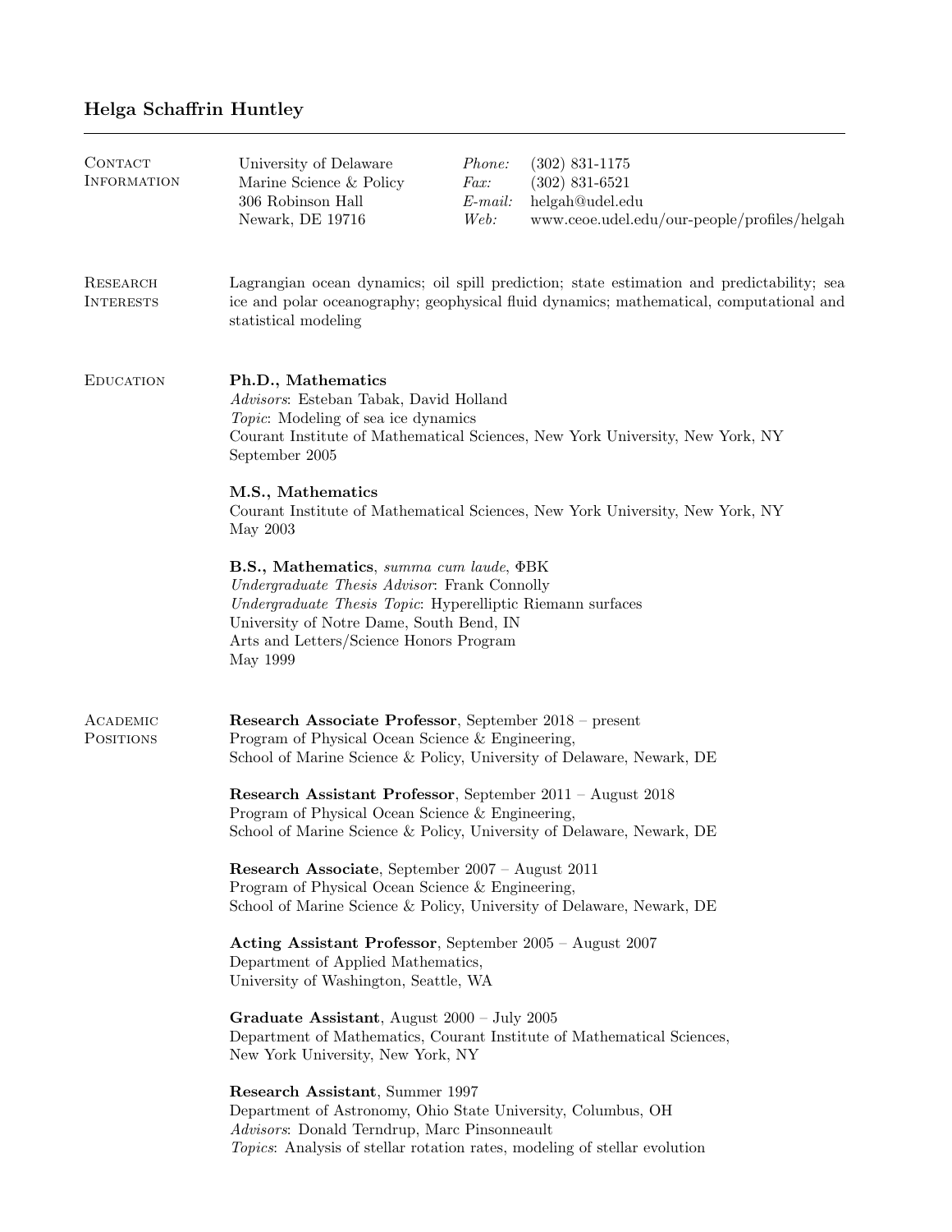# Helga Schaffrin Huntley

## Contact Information

University of Delaware
Marine Science & Policy
306 Robinson Hall
Newark, DE 19716

*Phone:* (302) 831-1175
*Fax:* (302) 831-6521
*E-mail:* helgah@udel.edu
*Web:* www.ceoe.udel.edu/our-people/profiles/helgah

## Research Interests

Lagrangian ocean dynamics; oil spill prediction; state estimation and predictability; sea ice and polar oceanography; geophysical fluid dynamics; mathematical, computational and statistical modeling

## Education

**Ph.D., Mathematics**
*Advisors*: Esteban Tabak, David Holland
*Topic*: Modeling of sea ice dynamics
Courant Institute of Mathematical Sciences, New York University, New York, NY
September 2005

**M.S., Mathematics**
Courant Institute of Mathematical Sciences, New York University, New York, NY
May 2003

**B.S., Mathematics**, *summa cum laude*, ΦBK
*Undergraduate Thesis Advisor*: Frank Connolly
*Undergraduate Thesis Topic*: Hyperelliptic Riemann surfaces
University of Notre Dame, South Bend, IN
Arts and Letters/Science Honors Program
May 1999

## Academic Positions

**Research Associate Professor**, September 2018 – present
Program of Physical Ocean Science & Engineering,
School of Marine Science & Policy, University of Delaware, Newark, DE

**Research Assistant Professor**, September 2011 – August 2018
Program of Physical Ocean Science & Engineering,
School of Marine Science & Policy, University of Delaware, Newark, DE

**Research Associate**, September 2007 – August 2011
Program of Physical Ocean Science & Engineering,
School of Marine Science & Policy, University of Delaware, Newark, DE

**Acting Assistant Professor**, September 2005 – August 2007
Department of Applied Mathematics,
University of Washington, Seattle, WA

**Graduate Assistant**, August 2000 – July 2005
Department of Mathematics, Courant Institute of Mathematical Sciences,
New York University, New York, NY

**Research Assistant**, Summer 1997
Department of Astronomy, Ohio State University, Columbus, OH
*Advisors*: Donald Terndrup, Marc Pinsonneault
*Topics*: Analysis of stellar rotation rates, modeling of stellar evolution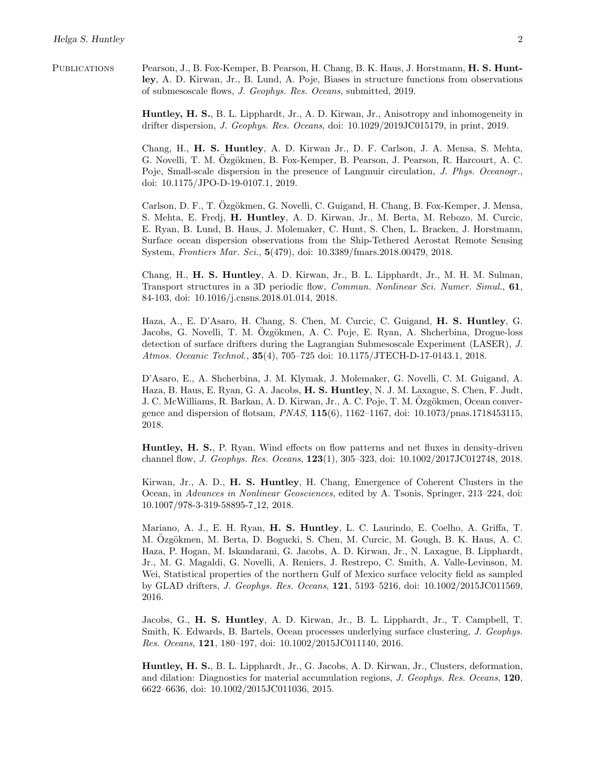**Publications**

Pearson, J., B. Fox-Kemper, B. Pearson, H. Chang, B. K. Haus, J. Horstmann, **H. S. Huntley**, A. D. Kirwan, Jr., B. Lund, A. Poje, Biases in structure functions from observations of submesoscale flows, *J. Geophys. Res. Oceans*, submitted, 2019.

**Huntley, H. S.**, B. L. Lipphardt, Jr., A. D. Kirwan, Jr., Anisotropy and inhomogeneity in drifter dispersion, *J. Geophys. Res. Oceans*, doi: 10.1029/2019JC015179, in print, 2019.

Chang, H., **H. S. Huntley**, A. D. Kirwan Jr., D. F. Carlson, J. A. Mensa, S. Mehta, G. Novelli, T. M. Özgökmen, B. Fox-Kemper, B. Pearson, J. Pearson, R. Harcourt, A. C. Poje, Small-scale dispersion in the presence of Langmuir circulation, *J. Phys. Oceanogr.*, doi: 10.1175/JPO-D-19-0107.1, 2019.

Carlson, D. F., T. Özgökmen, G. Novelli, C. Guigand, H. Chang, B. Fox-Kemper, J. Mensa, S. Mehta, E. Fredj, **H. Huntley**, A. D. Kirwan, Jr., M. Berta, M. Rebozo, M. Curcic, E. Ryan, B. Lund, B. Haus, J. Molemaker, C. Hunt, S. Chen, L. Bracken, J. Horstmann, Surface ocean dispersion observations from the Ship-Tethered Aerostat Remote Sensing System, *Frontiers Mar. Sci.*, **5**(479), doi: 10.3389/fmars.2018.00479, 2018.

Chang, H., **H. S. Huntley**, A. D. Kirwan, Jr., B. L. Lipphardt, Jr., M. H. M. Sulman, Transport structures in a 3D periodic flow, *Commun. Nonlinear Sci. Numer. Simul.*, **61**, 84-103, doi: 10.1016/j.cnsns.2018.01.014, 2018.

Haza, A., E. D'Asaro, H. Chang, S. Chen, M. Curcic, C. Guigand, **H. S. Huntley**, G. Jacobs, G. Novelli, T. M. Özgökmen, A. C. Poje, E. Ryan, A. Shcherbina, Drogue-loss detection of surface drifters during the Lagrangian Submesoscale Experiment (LASER), *J. Atmos. Oceanic Technol.*, **35**(4), 705–725 doi: 10.1175/JTECH-D-17-0143.1, 2018.

D'Asaro, E., A. Shcherbina, J. M. Klymak, J. Molemaker, G. Novelli, C. M. Guigand, A. Haza, B. Haus, E. Ryan, G. A. Jacobs, **H. S. Huntley**, N. J. M. Laxague, S. Chen, F. Judt, J. C. McWilliams, R. Barkan, A. D. Kirwan, Jr., A. C. Poje, T. M. Özgökmen, Ocean convergence and dispersion of flotsam, *PNAS*, **115**(6), 1162–1167, doi: 10.1073/pnas.1718453115, 2018.

**Huntley, H. S.**, P. Ryan, Wind effects on flow patterns and net fluxes in density-driven channel flow, *J. Geophys. Res. Oceans*, **123**(1), 305–323, doi: 10.1002/2017JC012748, 2018.

Kirwan, Jr., A. D., **H. S. Huntley**, H. Chang, Emergence of Coherent Clusters in the Ocean, in *Advances in Nonlinear Geosciences*, edited by A. Tsonis, Springer, 213–224, doi: 10.1007/978-3-319-58895-7_12, 2018.

Mariano, A. J., E. H. Ryan, **H. S. Huntley**, L. C. Laurindo, E. Coelho, A. Griffa, T. M. Özgökmen, M. Berta, D. Bogucki, S. Chen, M. Curcic, M. Gough, B. K. Haus, A. C. Haza, P. Hogan, M. Iskandarani, G. Jacobs, A. D. Kirwan, Jr., N. Laxague, B. Lipphardt, Jr., M. G. Magaldi, G. Novelli, A. Reniers, J. Restrepo, C. Smith, A. Valle-Levinson, M. Wei, Statistical properties of the northern Gulf of Mexico surface velocity field as sampled by GLAD drifters, *J. Geophys. Res. Oceans*, **121**, 5193–5216, doi: 10.1002/2015JC011569, 2016.

Jacobs, G., **H. S. Huntley**, A. D. Kirwan, Jr., B. L. Lipphardt, Jr., T. Campbell, T. Smith, K. Edwards, B. Bartels, Ocean processes underlying surface clustering, *J. Geophys. Res. Oceans*, **121**, 180–197, doi: 10.1002/2015JC011140, 2016.

**Huntley, H. S.**, B. L. Lipphardt, Jr., G. Jacobs, A. D. Kirwan, Jr., Clusters, deformation, and dilation: Diagnostics for material accumulation regions, *J. Geophys. Res. Oceans*, **120**, 6622–6636, doi: 10.1002/2015JC011036, 2015.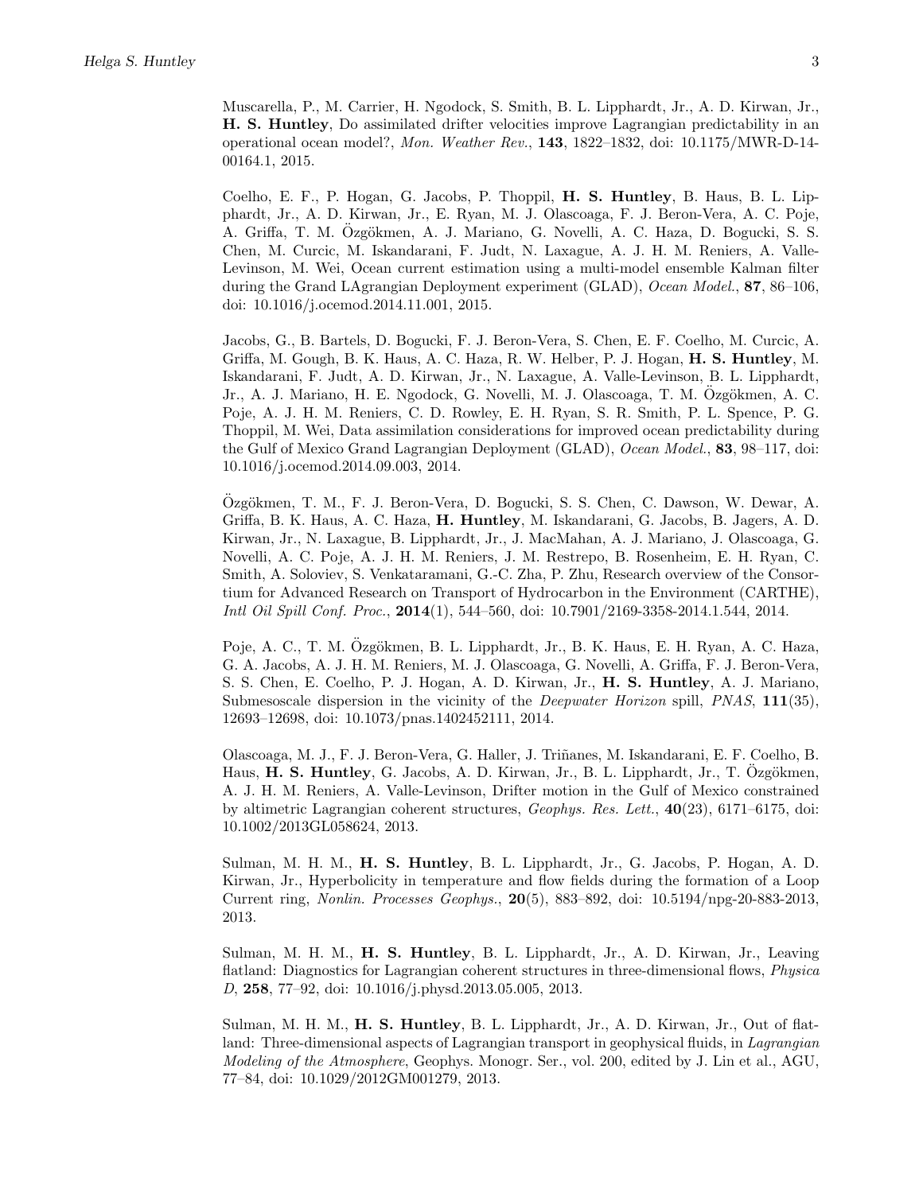Muscarella, P., M. Carrier, H. Ngodock, S. Smith, B. L. Lipphardt, Jr., A. D. Kirwan, Jr., **H. S. Huntley**, Do assimilated drifter velocities improve Lagrangian predictability in an operational ocean model?, *Mon. Weather Rev.*, **143**, 1822–1832, doi: 10.1175/MWR-D-14-00164.1, 2015.

Coelho, E. F., P. Hogan, G. Jacobs, P. Thoppil, **H. S. Huntley**, B. Haus, B. L. Lipphardt, Jr., A. D. Kirwan, Jr., E. Ryan, M. J. Olascoaga, F. J. Beron-Vera, A. C. Poje, A. Griffa, T. M. Özgökmen, A. J. Mariano, G. Novelli, A. C. Haza, D. Bogucki, S. S. Chen, M. Curcic, M. Iskandarani, F. Judt, N. Laxague, A. J. H. M. Reniers, A. Valle-Levinson, M. Wei, Ocean current estimation using a multi-model ensemble Kalman filter during the Grand LAgrangian Deployment experiment (GLAD), *Ocean Model.*, **87**, 86–106, doi: 10.1016/j.ocemod.2014.11.001, 2015.

Jacobs, G., B. Bartels, D. Bogucki, F. J. Beron-Vera, S. Chen, E. F. Coelho, M. Curcic, A. Griffa, M. Gough, B. K. Haus, A. C. Haza, R. W. Helber, P. J. Hogan, **H. S. Huntley**, M. Iskandarani, F. Judt, A. D. Kirwan, Jr., N. Laxague, A. Valle-Levinson, B. L. Lipphardt, Jr., A. J. Mariano, H. E. Ngodock, G. Novelli, M. J. Olascoaga, T. M. Özgökmen, A. C. Poje, A. J. H. M. Reniers, C. D. Rowley, E. H. Ryan, S. R. Smith, P. L. Spence, P. G. Thoppil, M. Wei, Data assimilation considerations for improved ocean predictability during the Gulf of Mexico Grand Lagrangian Deployment (GLAD), *Ocean Model.*, **83**, 98–117, doi: 10.1016/j.ocemod.2014.09.003, 2014.

Özgökmen, T. M., F. J. Beron-Vera, D. Bogucki, S. S. Chen, C. Dawson, W. Dewar, A. Griffa, B. K. Haus, A. C. Haza, **H. Huntley**, M. Iskandarani, G. Jacobs, B. Jagers, A. D. Kirwan, Jr., N. Laxague, B. Lipphardt, Jr., J. MacMahan, A. J. Mariano, J. Olascoaga, G. Novelli, A. C. Poje, A. J. H. M. Reniers, J. M. Restrepo, B. Rosenheim, E. H. Ryan, C. Smith, A. Soloviev, S. Venkataramani, G.-C. Zha, P. Zhu, Research overview of the Consortium for Advanced Research on Transport of Hydrocarbon in the Environment (CARTHE), *Intl Oil Spill Conf. Proc.*, **2014**(1), 544–560, doi: 10.7901/2169-3358-2014.1.544, 2014.

Poje, A. C., T. M. Özgökmen, B. L. Lipphardt, Jr., B. K. Haus, E. H. Ryan, A. C. Haza, G. A. Jacobs, A. J. H. M. Reniers, M. J. Olascoaga, G. Novelli, A. Griffa, F. J. Beron-Vera, S. S. Chen, E. Coelho, P. J. Hogan, A. D. Kirwan, Jr., **H. S. Huntley**, A. J. Mariano, Submesoscale dispersion in the vicinity of the *Deepwater Horizon* spill, *PNAS*, **111**(35), 12693–12698, doi: 10.1073/pnas.1402452111, 2014.

Olascoaga, M. J., F. J. Beron-Vera, G. Haller, J. Triñanes, M. Iskandarani, E. F. Coelho, B. Haus, **H. S. Huntley**, G. Jacobs, A. D. Kirwan, Jr., B. L. Lipphardt, Jr., T. Özgökmen, A. J. H. M. Reniers, A. Valle-Levinson, Drifter motion in the Gulf of Mexico constrained by altimetric Lagrangian coherent structures, *Geophys. Res. Lett.*, **40**(23), 6171–6175, doi: 10.1002/2013GL058624, 2013.

Sulman, M. H. M., **H. S. Huntley**, B. L. Lipphardt, Jr., G. Jacobs, P. Hogan, A. D. Kirwan, Jr., Hyperbolicity in temperature and flow fields during the formation of a Loop Current ring, *Nonlin. Processes Geophys.*, **20**(5), 883–892, doi: 10.5194/npg-20-883-2013, 2013.

Sulman, M. H. M., **H. S. Huntley**, B. L. Lipphardt, Jr., A. D. Kirwan, Jr., Leaving flatland: Diagnostics for Lagrangian coherent structures in three-dimensional flows, *Physica D*, **258**, 77–92, doi: 10.1016/j.physd.2013.05.005, 2013.

Sulman, M. H. M., **H. S. Huntley**, B. L. Lipphardt, Jr., A. D. Kirwan, Jr., Out of flatland: Three-dimensional aspects of Lagrangian transport in geophysical fluids, in *Lagrangian Modeling of the Atmosphere*, Geophys. Monogr. Ser., vol. 200, edited by J. Lin et al., AGU, 77–84, doi: 10.1029/2012GM001279, 2013.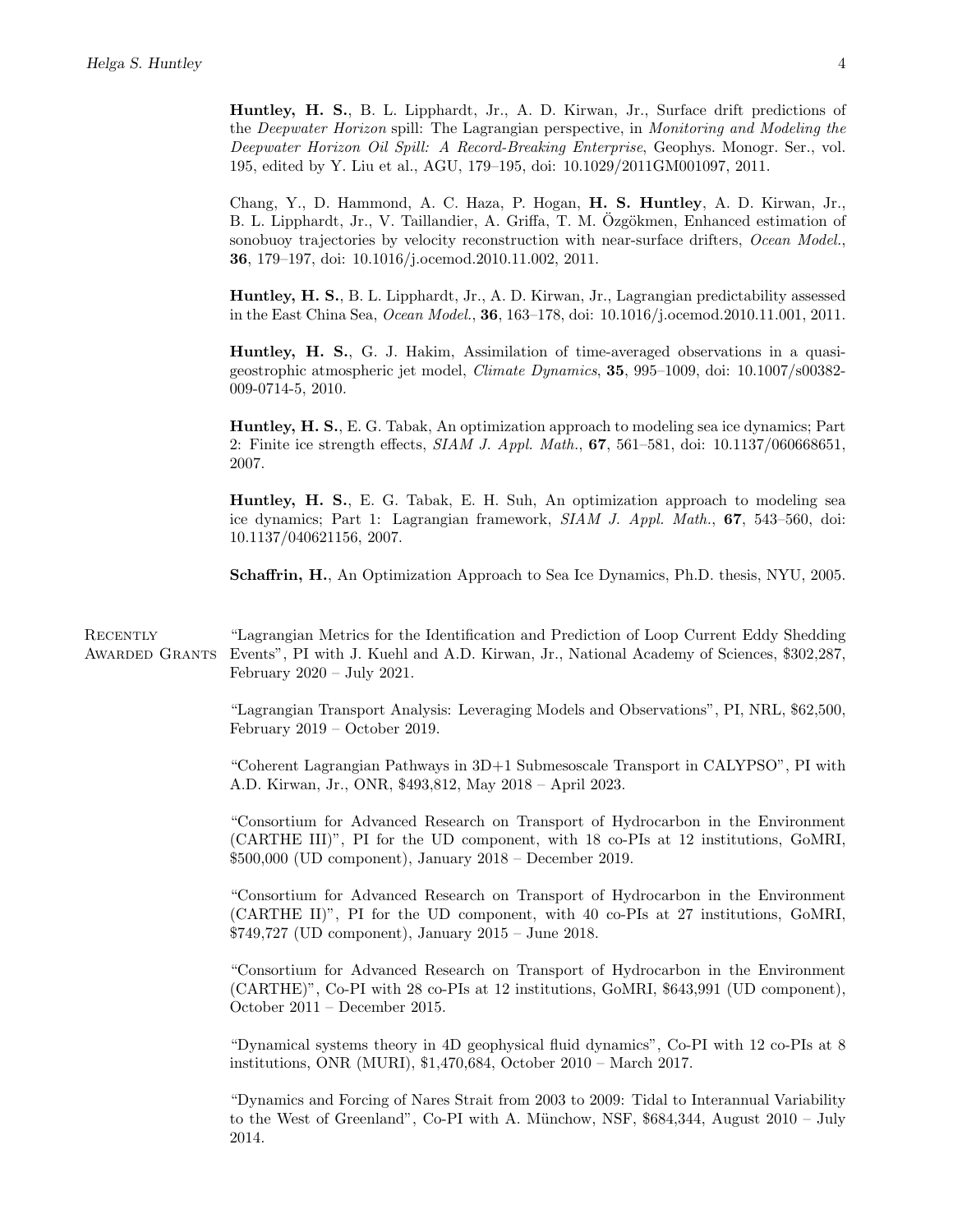**Huntley, H. S.**, B. L. Lipphardt, Jr., A. D. Kirwan, Jr., Surface drift predictions of the *Deepwater Horizon* spill: The Lagrangian perspective, in *Monitoring and Modeling the Deepwater Horizon Oil Spill: A Record-Breaking Enterprise*, Geophys. Monogr. Ser., vol. 195, edited by Y. Liu et al., AGU, 179–195, doi: 10.1029/2011GM001097, 2011.

Chang, Y., D. Hammond, A. C. Haza, P. Hogan, **H. S. Huntley**, A. D. Kirwan, Jr., B. L. Lipphardt, Jr., V. Taillandier, A. Griffa, T. M. Özgökmen, Enhanced estimation of sonobuoy trajectories by velocity reconstruction with near-surface drifters, *Ocean Model.*, **36**, 179–197, doi: 10.1016/j.ocemod.2010.11.002, 2011.

**Huntley, H. S.**, B. L. Lipphardt, Jr., A. D. Kirwan, Jr., Lagrangian predictability assessed in the East China Sea, *Ocean Model.*, **36**, 163–178, doi: 10.1016/j.ocemod.2010.11.001, 2011.

**Huntley, H. S.**, G. J. Hakim, Assimilation of time-averaged observations in a quasi-geostrophic atmospheric jet model, *Climate Dynamics*, **35**, 995–1009, doi: 10.1007/s00382-009-0714-5, 2010.

**Huntley, H. S.**, E. G. Tabak, An optimization approach to modeling sea ice dynamics; Part 2: Finite ice strength effects, *SIAM J. Appl. Math.*, **67**, 561–581, doi: 10.1137/060668651, 2007.

**Huntley, H. S.**, E. G. Tabak, E. H. Suh, An optimization approach to modeling sea ice dynamics; Part 1: Lagrangian framework, *SIAM J. Appl. Math.*, **67**, 543–560, doi: 10.1137/040621156, 2007.

**Schaffrin, H.**, An Optimization Approach to Sea Ice Dynamics, Ph.D. thesis, NYU, 2005.

## Recently Awarded Grants

"Lagrangian Metrics for the Identification and Prediction of Loop Current Eddy Shedding Events", PI with J. Kuehl and A.D. Kirwan, Jr., National Academy of Sciences, $302,287, February 2020 – July 2021.

"Lagrangian Transport Analysis: Leveraging Models and Observations", PI, NRL, $62,500, February 2019 – October 2019.

"Coherent Lagrangian Pathways in 3D+1 Submesoscale Transport in CALYPSO", PI with A.D. Kirwan, Jr., ONR, $493,812, May 2018 – April 2023.

"Consortium for Advanced Research on Transport of Hydrocarbon in the Environment (CARTHE III)", PI for the UD component, with 18 co-PIs at 12 institutions, GoMRI, $500,000 (UD component), January 2018 – December 2019.

"Consortium for Advanced Research on Transport of Hydrocarbon in the Environment (CARTHE II)", PI for the UD component, with 40 co-PIs at 27 institutions, GoMRI, $749,727 (UD component), January 2015 – June 2018.

"Consortium for Advanced Research on Transport of Hydrocarbon in the Environment (CARTHE)", Co-PI with 28 co-PIs at 12 institutions, GoMRI, $643,991 (UD component), October 2011 – December 2015.

"Dynamical systems theory in 4D geophysical fluid dynamics", Co-PI with 12 co-PIs at 8 institutions, ONR (MURI), $1,470,684, October 2010 – March 2017.

"Dynamics and Forcing of Nares Strait from 2003 to 2009: Tidal to Interannual Variability to the West of Greenland", Co-PI with A. Münchow, NSF, $684,344, August 2010 – July 2014.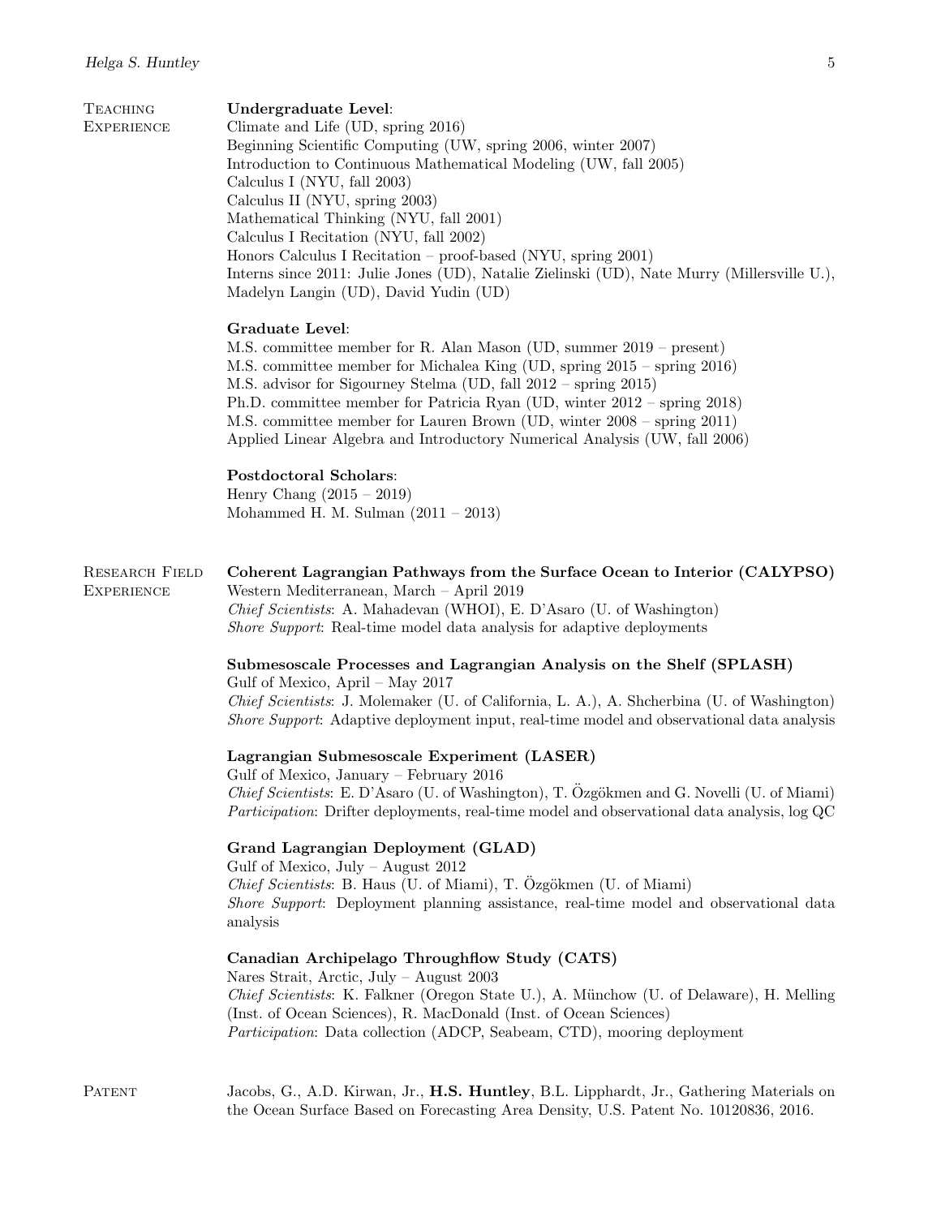## Teaching Experience

**Undergraduate Level**:

Climate and Life (UD, spring 2016)
Beginning Scientific Computing (UW, spring 2006, winter 2007)
Introduction to Continuous Mathematical Modeling (UW, fall 2005)
Calculus I (NYU, fall 2003)
Calculus II (NYU, spring 2003)
Mathematical Thinking (NYU, fall 2001)
Calculus I Recitation (NYU, fall 2002)
Honors Calculus I Recitation – proof-based (NYU, spring 2001)
Interns since 2011: Julie Jones (UD), Natalie Zielinski (UD), Nate Murry (Millersville U.), Madelyn Langin (UD), David Yudin (UD)

**Graduate Level**:

M.S. committee member for R. Alan Mason (UD, summer 2019 – present)
M.S. committee member for Michalea King (UD, spring 2015 – spring 2016)
M.S. advisor for Sigourney Stelma (UD, fall 2012 – spring 2015)
Ph.D. committee member for Patricia Ryan (UD, winter 2012 – spring 2018)
M.S. committee member for Lauren Brown (UD, winter 2008 – spring 2011)
Applied Linear Algebra and Introductory Numerical Analysis (UW, fall 2006)

**Postdoctoral Scholars**:

Henry Chang (2015 – 2019)
Mohammed H. M. Sulman (2011 – 2013)

## Research Field Experience

**Coherent Lagrangian Pathways from the Surface Ocean to Interior (CALYPSO)**
Western Mediterranean, March – April 2019
*Chief Scientists*: A. Mahadevan (WHOI), E. D'Asaro (U. of Washington)
*Shore Support*: Real-time model data analysis for adaptive deployments

**Submesoscale Processes and Lagrangian Analysis on the Shelf (SPLASH)**
Gulf of Mexico, April – May 2017
*Chief Scientists*: J. Molemaker (U. of California, L. A.), A. Shcherbina (U. of Washington)
*Shore Support*: Adaptive deployment input, real-time model and observational data analysis

**Lagrangian Submesoscale Experiment (LASER)**
Gulf of Mexico, January – February 2016
*Chief Scientists*: E. D'Asaro (U. of Washington), T. Özgökmen and G. Novelli (U. of Miami)
*Participation*: Drifter deployments, real-time model and observational data analysis, log QC

**Grand Lagrangian Deployment (GLAD)**
Gulf of Mexico, July – August 2012
*Chief Scientists*: B. Haus (U. of Miami), T. Özgökmen (U. of Miami)
*Shore Support*: Deployment planning assistance, real-time model and observational data analysis

**Canadian Archipelago Throughflow Study (CATS)**
Nares Strait, Arctic, July – August 2003
*Chief Scientists*: K. Falkner (Oregon State U.), A. Münchow (U. of Delaware), H. Melling (Inst. of Ocean Sciences), R. MacDonald (Inst. of Ocean Sciences)
*Participation*: Data collection (ADCP, Seabeam, CTD), mooring deployment

## Patent

Jacobs, G., A.D. Kirwan, Jr., **H.S. Huntley**, B.L. Lipphardt, Jr., Gathering Materials on the Ocean Surface Based on Forecasting Area Density, U.S. Patent No. 10120836, 2016.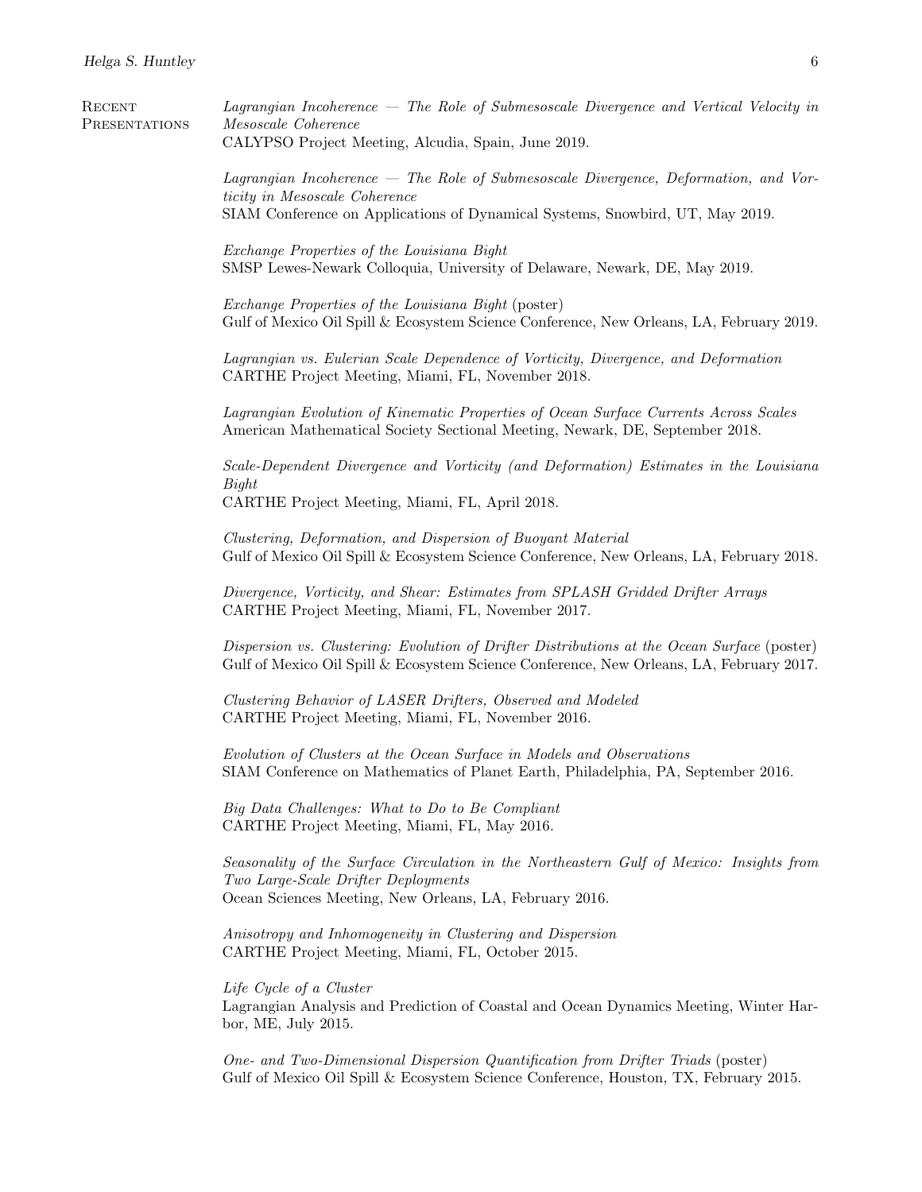## Recent Presentations

*Lagrangian Incoherence — The Role of Submesoscale Divergence and Vertical Velocity in Mesoscale Coherence*
CALYPSO Project Meeting, Alcudia, Spain, June 2019.

*Lagrangian Incoherence — The Role of Submesoscale Divergence, Deformation, and Vorticity in Mesoscale Coherence*
SIAM Conference on Applications of Dynamical Systems, Snowbird, UT, May 2019.

*Exchange Properties of the Louisiana Bight*
SMSP Lewes-Newark Colloquia, University of Delaware, Newark, DE, May 2019.

*Exchange Properties of the Louisiana Bight* (poster)
Gulf of Mexico Oil Spill & Ecosystem Science Conference, New Orleans, LA, February 2019.

*Lagrangian vs. Eulerian Scale Dependence of Vorticity, Divergence, and Deformation*
CARTHE Project Meeting, Miami, FL, November 2018.

*Lagrangian Evolution of Kinematic Properties of Ocean Surface Currents Across Scales*
American Mathematical Society Sectional Meeting, Newark, DE, September 2018.

*Scale-Dependent Divergence and Vorticity (and Deformation) Estimates in the Louisiana Bight*
CARTHE Project Meeting, Miami, FL, April 2018.

*Clustering, Deformation, and Dispersion of Buoyant Material*
Gulf of Mexico Oil Spill & Ecosystem Science Conference, New Orleans, LA, February 2018.

*Divergence, Vorticity, and Shear: Estimates from SPLASH Gridded Drifter Arrays*
CARTHE Project Meeting, Miami, FL, November 2017.

*Dispersion vs. Clustering: Evolution of Drifter Distributions at the Ocean Surface* (poster)
Gulf of Mexico Oil Spill & Ecosystem Science Conference, New Orleans, LA, February 2017.

*Clustering Behavior of LASER Drifters, Observed and Modeled*
CARTHE Project Meeting, Miami, FL, November 2016.

*Evolution of Clusters at the Ocean Surface in Models and Observations*
SIAM Conference on Mathematics of Planet Earth, Philadelphia, PA, September 2016.

*Big Data Challenges: What to Do to Be Compliant*
CARTHE Project Meeting, Miami, FL, May 2016.

*Seasonality of the Surface Circulation in the Northeastern Gulf of Mexico: Insights from Two Large-Scale Drifter Deployments*
Ocean Sciences Meeting, New Orleans, LA, February 2016.

*Anisotropy and Inhomogeneity in Clustering and Dispersion*
CARTHE Project Meeting, Miami, FL, October 2015.

*Life Cycle of a Cluster*
Lagrangian Analysis and Prediction of Coastal and Ocean Dynamics Meeting, Winter Harbor, ME, July 2015.

*One- and Two-Dimensional Dispersion Quantification from Drifter Triads* (poster)
Gulf of Mexico Oil Spill & Ecosystem Science Conference, Houston, TX, February 2015.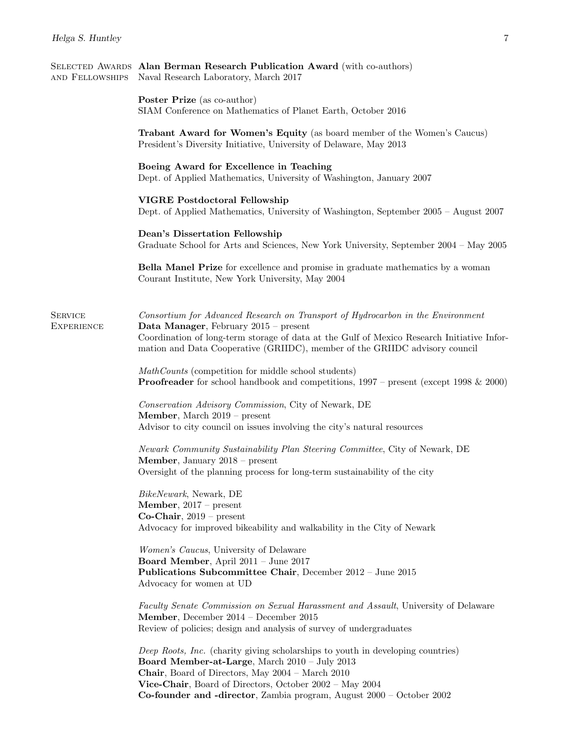## Selected Awards and Fellowships

**Alan Berman Research Publication Award** (with co-authors)
Naval Research Laboratory, March 2017

**Poster Prize** (as co-author)
SIAM Conference on Mathematics of Planet Earth, October 2016

**Trabant Award for Women's Equity** (as board member of the Women's Caucus)
President's Diversity Initiative, University of Delaware, May 2013

**Boeing Award for Excellence in Teaching**
Dept. of Applied Mathematics, University of Washington, January 2007

**VIGRE Postdoctoral Fellowship**
Dept. of Applied Mathematics, University of Washington, September 2005 – August 2007

**Dean's Dissertation Fellowship**
Graduate School for Arts and Sciences, New York University, September 2004 – May 2005

**Bella Manel Prize** for excellence and promise in graduate mathematics by a woman
Courant Institute, New York University, May 2004

## Service Experience

*Consortium for Advanced Research on Transport of Hydrocarbon in the Environment*
**Data Manager**, February 2015 – present
Coordination of long-term storage of data at the Gulf of Mexico Research Initiative Information and Data Cooperative (GRIIDC), member of the GRIIDC advisory council

*MathCounts* (competition for middle school students)
**Proofreader** for school handbook and competitions, 1997 – present (except 1998 & 2000)

*Conservation Advisory Commission*, City of Newark, DE
**Member**, March 2019 – present
Advisor to city council on issues involving the city's natural resources

*Newark Community Sustainability Plan Steering Committee*, City of Newark, DE
**Member**, January 2018 – present
Oversight of the planning process for long-term sustainability of the city

*BikeNewark*, Newark, DE
**Member**, 2017 – present
**Co-Chair**, 2019 – present
Advocacy for improved bikeability and walkability in the City of Newark

*Women's Caucus*, University of Delaware
**Board Member**, April 2011 – June 2017
**Publications Subcommittee Chair**, December 2012 – June 2015
Advocacy for women at UD

*Faculty Senate Commission on Sexual Harassment and Assault*, University of Delaware
**Member**, December 2014 – December 2015
Review of policies; design and analysis of survey of undergraduates

*Deep Roots, Inc.* (charity giving scholarships to youth in developing countries)
**Board Member-at-Large**, March 2010 – July 2013
**Chair**, Board of Directors, May 2004 – March 2010
**Vice-Chair**, Board of Directors, October 2002 – May 2004
**Co-founder and -director**, Zambia program, August 2000 – October 2002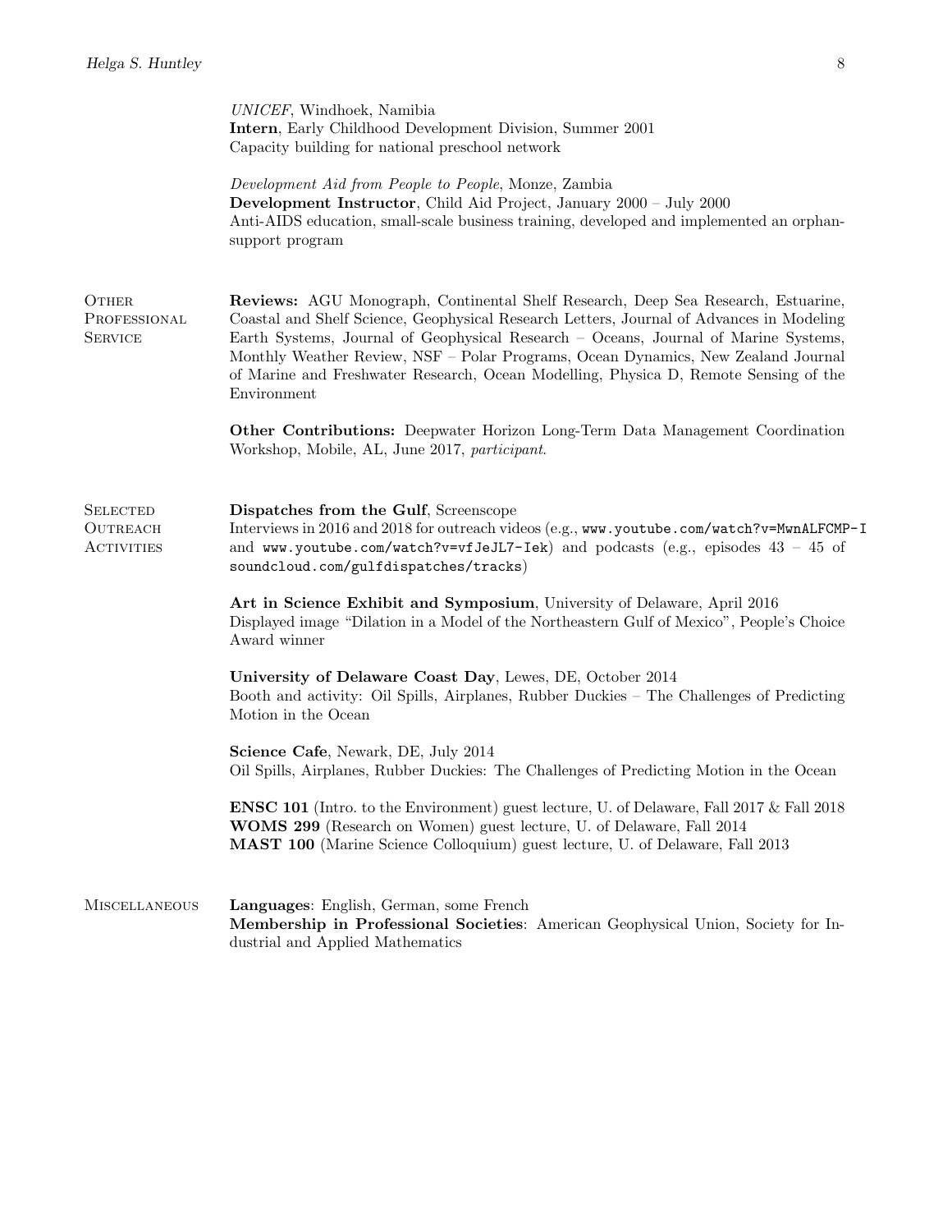*UNICEF*, Windhoek, Namibia
**Intern**, Early Childhood Development Division, Summer 2001
Capacity building for national preschool network

*Development Aid from People to People*, Monze, Zambia
**Development Instructor**, Child Aid Project, January 2000 – July 2000
Anti-AIDS education, small-scale business training, developed and implemented an orphan-support program

## Other Professional Service

**Reviews:** AGU Monograph, Continental Shelf Research, Deep Sea Research, Estuarine, Coastal and Shelf Science, Geophysical Research Letters, Journal of Advances in Modeling Earth Systems, Journal of Geophysical Research – Oceans, Journal of Marine Systems, Monthly Weather Review, NSF – Polar Programs, Ocean Dynamics, New Zealand Journal of Marine and Freshwater Research, Ocean Modelling, Physica D, Remote Sensing of the Environment

**Other Contributions:** Deepwater Horizon Long-Term Data Management Coordination Workshop, Mobile, AL, June 2017, *participant*.

## Selected Outreach Activities

**Dispatches from the Gulf**, Screenscope
Interviews in 2016 and 2018 for outreach videos (e.g., `www.youtube.com/watch?v=MwnALFCMP-I` and `www.youtube.com/watch?v=vfJeJL7-Iek`) and podcasts (e.g., episodes 43 – 45 of `soundcloud.com/gulfdispatches/tracks`)

**Art in Science Exhibit and Symposium**, University of Delaware, April 2016
Displayed image "Dilation in a Model of the Northeastern Gulf of Mexico", People's Choice Award winner

**University of Delaware Coast Day**, Lewes, DE, October 2014
Booth and activity: Oil Spills, Airplanes, Rubber Duckies – The Challenges of Predicting Motion in the Ocean

**Science Cafe**, Newark, DE, July 2014
Oil Spills, Airplanes, Rubber Duckies: The Challenges of Predicting Motion in the Ocean

**ENSC 101** (Intro. to the Environment) guest lecture, U. of Delaware, Fall 2017 & Fall 2018
**WOMS 299** (Research on Women) guest lecture, U. of Delaware, Fall 2014
**MAST 100** (Marine Science Colloquium) guest lecture, U. of Delaware, Fall 2013

## Miscellaneous

**Languages**: English, German, some French
**Membership in Professional Societies**: American Geophysical Union, Society for Industrial and Applied Mathematics